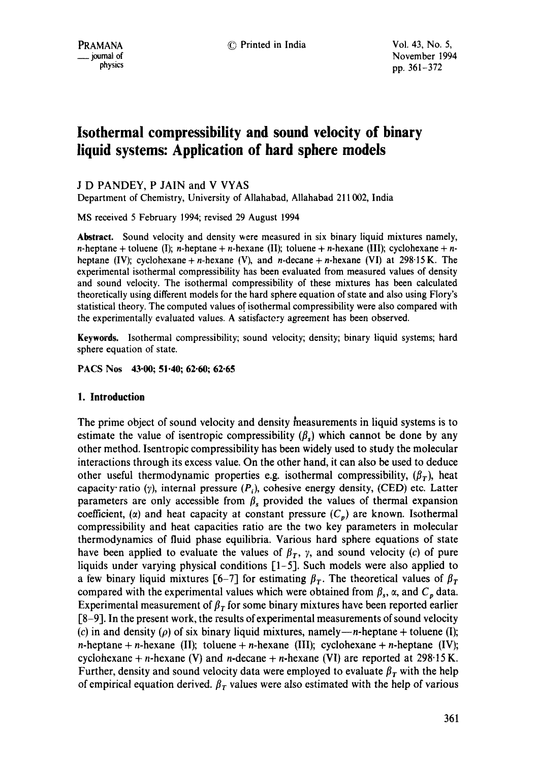# Isothermal compressibility and sound velocity of binary liquid systems: Application of hard sphere models

J D PANDEY, P JAIN and V VYAS

Department of Chemistry, University of Allahabad, Allahabad 211 002, India

MS received 5 February 1994; revised 29 August 1994

**Abstract.** Sound velocity and density were measured in six binary liquid mixtures namely, *n*-heptane + toluene (I); *n*-heptane + *n*-hexane (II); toluene + *n*-hexane (III); cyclohexane + *n*-heptane (IV); cyclohexane + *n*-hexane (V), and *n*-decane + *n*-hexane (VI) at 298·15 K. The experimental isothermal compressibility has been evaluated from measured values of density and sound velocity. The isothermal compressibility of these mixtures has been calculated theoretically using different models for the hard sphere equation of state and also using Flory's statistical theory. The computed values of isothermal compressibility were also compared with the experimentally evaluated values. A satisfactory agreement has been observed.

**Keywords.** Isothermal compressibility; sound velocity; density; binary liquid systems; hard sphere equation of state.

**PACS Nos** 43·00; 51·40; 62·60; 62·65

## 1. Introduction

The prime object of sound velocity and density measurements in liquid systems is to estimate the value of isentropic compressibility ($\beta_s$) which cannot be done by any other method. Isentropic compressibility has been widely used to study the molecular interactions through its excess value. On the other hand, it can also be used to deduce other useful thermodynamic properties e.g. isothermal compressibility, ($\beta_T$), heat capacity ratio ($\gamma$), internal pressure ($P_i$), cohesive energy density, (CED) etc. Latter parameters are only accessible from $\beta_s$ provided the values of thermal expansion coefficient, ($\alpha$) and heat capacity at constant pressure ($C_p$) are known. Isothermal compressibility and heat capacities ratio are the two key parameters in molecular thermodynamics of fluid phase equilibria. Various hard sphere equations of state have been applied to evaluate the values of $\beta_T$, $\gamma$, and sound velocity ($c$) of pure liquids under varying physical conditions [1–5]. Such models were also applied to a few binary liquid mixtures [6–7] for estimating $\beta_T$. The theoretical values of $\beta_T$ compared with the experimental values which were obtained from $\beta_s$, $\alpha$, and $C_p$ data. Experimental measurement of $\beta_T$ for some binary mixtures have been reported earlier [8–9]. In the present work, the results of experimental measurements of sound velocity ($c$) in and density ($\rho$) of six binary liquid mixtures, namely—*n*-heptane + toluene (I); *n*-heptane + *n*-hexane (II); toluene + *n*-hexane (III); cyclohexane + *n*-heptane (IV); cyclohexane + *n*-hexane (V) and *n*-decane + *n*-hexane (VI) are reported at 298·15 K. Further, density and sound velocity data were employed to evaluate $\beta_T$ with the help of empirical equation derived. $\beta_T$ values were also estimated with the help of various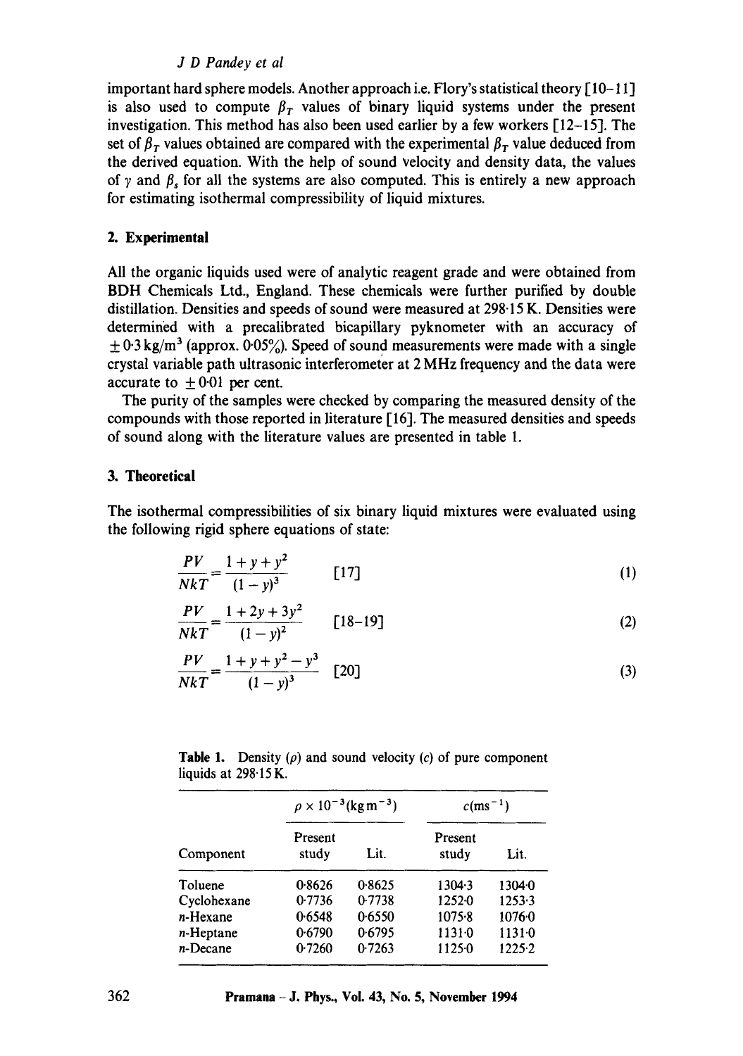important hard sphere models. Another approach i.e. Flory's statistical theory [10–11] is also used to compute $\beta_T$ values of binary liquid systems under the present investigation. This method has also been used earlier by a few workers [12–15]. The set of $\beta_T$ values obtained are compared with the experimental $\beta_T$ value deduced from the derived equation. With the help of sound velocity and density data, the values of $\gamma$ and $\beta_s$ for all the systems are also computed. This is entirely a new approach for estimating isothermal compressibility of liquid mixtures.

## 2. Experimental

All the organic liquids used were of analytic reagent grade and were obtained from BDH Chemicals Ltd., England. These chemicals were further purified by double distillation. Densities and speeds of sound were measured at 298·15 K. Densities were determined with a precalibrated bicapillary pyknometer with an accuracy of $\pm 0{\cdot}3\,\text{kg/m}^3$ (approx. 0·05%). Speed of sound measurements were made with a single crystal variable path ultrasonic interferometer at 2 MHz frequency and the data were accurate to $\pm 0{\cdot}01$ per cent.

The purity of the samples were checked by comparing the measured density of the compounds with those reported in literature [16]. The measured densities and speeds of sound along with the literature values are presented in table 1.

## 3. Theoretical

The isothermal compressibilities of six binary liquid mixtures were evaluated using the following rigid sphere equations of state:

$$\frac{PV}{NkT} = \frac{1 + y + y^2}{(1 - y)^3} \qquad [17] \tag{1}$$

$$\frac{PV}{NkT} = \frac{1 + 2y + 3y^2}{(1 - y)^2} \qquad [18\text{–}19] \tag{2}$$

$$\frac{PV}{NkT} = \frac{1 + y + y^2 - y^3}{(1 - y)^3} \qquad [20] \tag{3}$$

**Table 1.** Density ($\rho$) and sound velocity ($c$) of pure component liquids at 298·15 K.

| | $\rho \times 10^{-3}(\text{kg m}^{-3})$ | | $c(\text{ms}^{-1})$ | |
|---|---|---|---|---|
| Component | Present study | Lit. | Present study | Lit. |
| Toluene | 0·8626 | 0·8625 | 1304·3 | 1304·0 |
| Cyclohexane | 0·7736 | 0·7738 | 1252·0 | 1253·3 |
| $n$-Hexane | 0·6548 | 0·6550 | 1075·8 | 1076·0 |
| $n$-Heptane | 0·6790 | 0·6795 | 1131·0 | 1131·0 |
| $n$-Decane | 0·7260 | 0·7263 | 1125·0 | 1225·2 |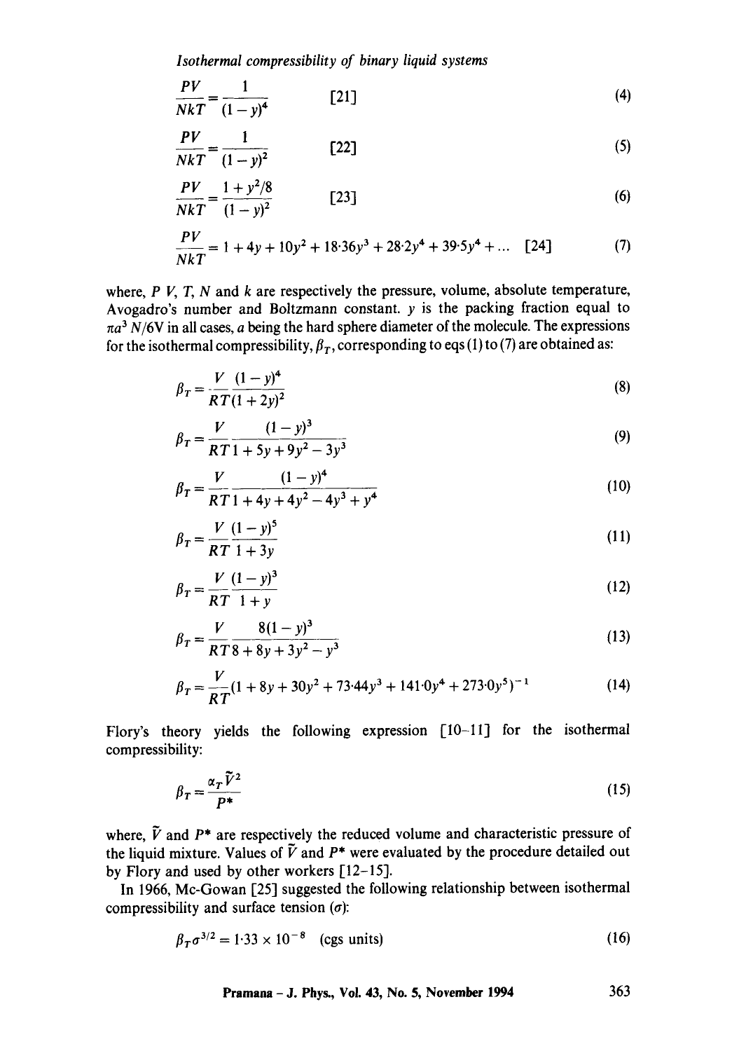$$\frac{PV}{NkT} = \frac{1}{(1-y)^4} \qquad [21] \tag{4}$$

$$\frac{PV}{NkT} = \frac{1}{(1-y)^2} \qquad [22] \tag{5}$$

$$\frac{PV}{NkT} = \frac{1 + y^2/8}{(1-y)^2} \qquad [23] \tag{6}$$

$$\frac{PV}{NkT} = 1 + 4y + 10y^2 + 18{\cdot}36y^3 + 28{\cdot}2y^4 + 39{\cdot}5y^4 + \ldots \quad [24] \tag{7}$$

where, $P$ $V$, $T$, $N$ and $k$ are respectively the pressure, volume, absolute temperature, Avogadro's number and Boltzmann constant. $y$ is the packing fraction equal to $\pi a^3 N/6V$ in all cases, $a$ being the hard sphere diameter of the molecule. The expressions for the isothermal compressibility, $\beta_T$, corresponding to eqs (1) to (7) are obtained as:

$$\beta_T = \frac{V}{RT} \frac{(1-y)^4}{(1+2y)^2} \tag{8}$$

$$\beta_T = \frac{V}{RT} \frac{(1-y)^3}{1 + 5y + 9y^2 - 3y^3} \tag{9}$$

$$\beta_T = \frac{V}{RT} \frac{(1-y)^4}{1 + 4y + 4y^2 - 4y^3 + y^4} \tag{10}$$

$$\beta_T = \frac{V}{RT} \frac{(1-y)^5}{1 + 3y} \tag{11}$$

$$\beta_T = \frac{V}{RT} \frac{(1-y)^3}{1 + y} \tag{12}$$

$$\beta_T = \frac{V}{RT} \frac{8(1-y)^3}{8 + 8y + 3y^2 - y^3} \tag{13}$$

$$\beta_T = \frac{V}{RT}(1 + 8y + 30y^2 + 73{\cdot}44y^3 + 141{\cdot}0y^4 + 273{\cdot}0y^5)^{-1} \tag{14}$$

Flory's theory yields the following expression [10–11] for the isothermal compressibility:

$$\beta_T = \frac{\alpha_T \tilde{V}^2}{P^*} \tag{15}$$

where, $\tilde{V}$ and $P^*$ are respectively the reduced volume and characteristic pressure of the liquid mixture. Values of $\tilde{V}$ and $P^*$ were evaluated by the procedure detailed out by Flory and used by other workers [12–15].

In 1966, Mc-Gowan [25] suggested the following relationship between isothermal compressibility and surface tension ($\sigma$):

$$\beta_T \sigma^{3/2} = 1{\cdot}33 \times 10^{-8} \quad \text{(cgs units)} \tag{16}$$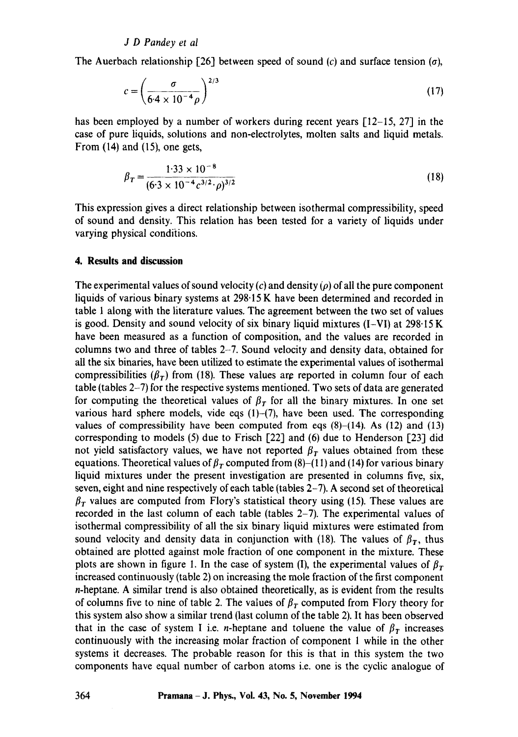The Auerbach relationship [26] between speed of sound ($c$) and surface tension ($\sigma$),

$$c = \left( \frac{\sigma}{6{\cdot}4 \times 10^{-4} \rho} \right)^{2/3} \tag{17}$$

has been employed by a number of workers during recent years [12–15, 27] in the case of pure liquids, solutions and non-electrolytes, molten salts and liquid metals. From (14) and (15), one gets,

$$\beta_T = \frac{1{\cdot}33 \times 10^{-8}}{(6{\cdot}3 \times 10^{-4} c^{3/2} \cdot \rho)^{3/2}} \tag{18}$$

This expression gives a direct relationship between isothermal compressibility, speed of sound and density. This relation has been tested for a variety of liquids under varying physical conditions.

## 4. Results and discussion

The experimental values of sound velocity ($c$) and density ($\rho$) of all the pure component liquids of various binary systems at 298·15 K have been determined and recorded in table 1 along with the literature values. The agreement between the two set of values is good. Density and sound velocity of six binary liquid mixtures (I–VI) at 298·15 K have been measured as a function of composition, and the values are recorded in columns two and three of tables 2–7. Sound velocity and density data, obtained for all the six binaries, have been utilized to estimate the experimental values of isothermal compressibilities ($\beta_T$) from (18). These values are reported in column four of each table (tables 2–7) for the respective systems mentioned. Two sets of data are generated for computing the theoretical values of $\beta_T$ for all the binary mixtures. In one set various hard sphere models, vide eqs (1)–(7), have been used. The corresponding values of compressibility have been computed from eqs (8)–(14). As (12) and (13) corresponding to models (5) due to Frisch [22] and (6) due to Henderson [23] did not yield satisfactory values, we have not reported $\beta_T$ values obtained from these equations. Theoretical values of $\beta_T$ computed from (8)–(11) and (14) for various binary liquid mixtures under the present investigation are presented in columns five, six, seven, eight and nine respectively of each table (tables 2–7). A second set of theoretical $\beta_T$ values are computed from Flory's statistical theory using (15). These values are recorded in the last column of each table (tables 2–7). The experimental values of isothermal compressibility of all the six binary liquid mixtures were estimated from sound velocity and density data in conjunction with (18). The values of $\beta_T$, thus obtained are plotted against mole fraction of one component in the mixture. These plots are shown in figure 1. In the case of system (I), the experimental values of $\beta_T$ increased continuously (table 2) on increasing the mole fraction of the first component $n$-heptane. A similar trend is also obtained theoretically, as is evident from the results of columns five to nine of table 2. The values of $\beta_T$ computed from Flory theory for this system also show a similar trend (last column of the table 2). It has been observed that in the case of system I i.e. $n$-heptane and toluene the value of $\beta_T$ increases continuously with the increasing molar fraction of component 1 while in the other systems it decreases. The probable reason for this is that in this system the two components have equal number of carbon atoms i.e. one is the cyclic analogue of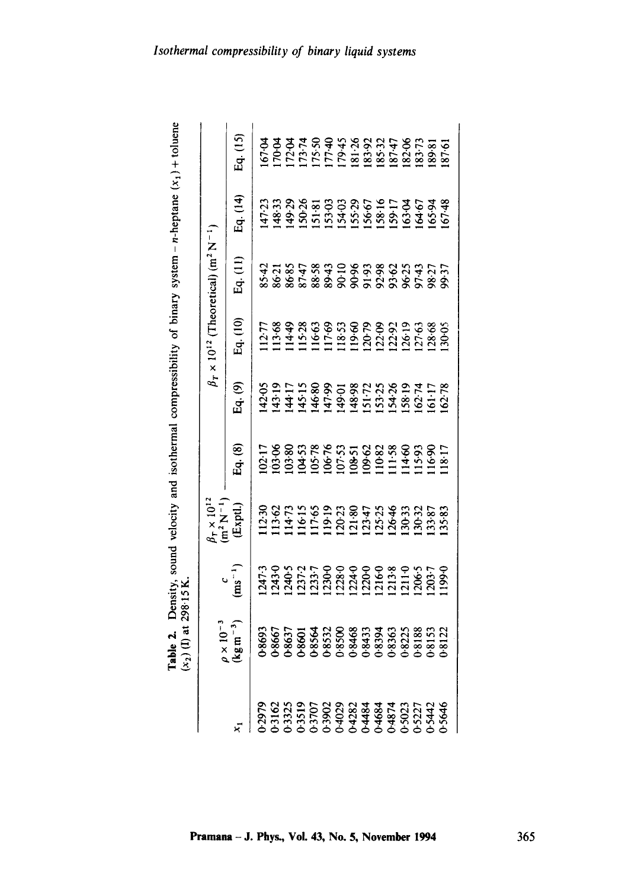**Table 2.** Density, sound velocity and isothermal compressibility of binary system – *n*-heptane ($x_1$) + toluene ($x_2$) (I) at 298·15 K.

| $x_1$ | $\rho \times 10^{-3}$ (kg m$^{-3}$) | $c$ (ms$^{-1}$) | $\beta_T \times 10^{12}$ (m$^2$ N$^{-1}$) (Exptl.) | $\beta_T \times 10^{12}$ (Theoretical) (m$^2$ N$^{-1}$) Eq. (8) | Eq. (9) | Eq. (10) | Eq. (11) | Eq. (14) | Eq. (15) |
|---|---|---|---|---|---|---|---|---|---|
| 0·2979 | 0·8693 | 1247·3 | 112·30 | 102·17 | 142·05 | 112·77 | 85·42 | 147·23 | 167·04 |
| 0·3162 | 0·8667 | 1243·0 | 113·62 | 103·06 | 143·19 | 113·68 | 86·21 | 148·33 | 170·04 |
| 0·3325 | 0·8637 | 1240·5 | 114·73 | 103·80 | 144·17 | 114·49 | 86·85 | 149·29 | 172·04 |
| 0·3519 | 0·8601 | 1237·2 | 116·15 | 104·53 | 145·15 | 115·28 | 87·47 | 150·26 | 173·74 |
| 0·3707 | 0·8564 | 1233·7 | 117·65 | 105·78 | 146·80 | 116·63 | 88·58 | 151·81 | 175·50 |
| 0·3902 | 0·8532 | 1230·0 | 119·19 | 106·76 | 147·99 | 117·69 | 89·43 | 153·03 | 177·40 |
| 0·4029 | 0·8500 | 1228·0 | 120·23 | 107·53 | 149·01 | 118·53 | 90·10 | 154·03 | 179·45 |
| 0·4282 | 0·8468 | 1224·0 | 121·80 | 108·51 | 148·98 | 119·60 | 90·96 | 155·29 | 181·26 |
| 0·4484 | 0·8433 | 1220·0 | 123·47 | 109·62 | 151·72 | 120·79 | 91·93 | 156·67 | 183·92 |
| 0·4684 | 0·8394 | 1216·0 | 125·25 | 110·82 | 153·25 | 122·09 | 92·98 | 158·16 | 185·32 |
| 0·4874 | 0·8363 | 1213·8 | 126·46 | 111·58 | 154·26 | 122·92 | 93·62 | 159·17 | 187·47 |
| 0·5023 | 0·8225 | 1211·0 | 130·33 | 114·60 | 158·19 | 126·19 | 96·25 | 163·04 | 182·06 |
| 0·5227 | 0·8188 | 1206·5 | 130·32 | 115·93 | 162·74 | 127·63 | 97·43 | 164·67 | 183·73 |
| 0·5442 | 0·8153 | 1203·7 | 133·87 | 116·90 | 161·17 | 128·68 | 98·27 | 165·94 | 189·81 |
| 0·5646 | 0·8122 | 1199·0 | 135·83 | 118·17 | 162·78 | 130·05 | 99·37 | 167·48 | 187·61 |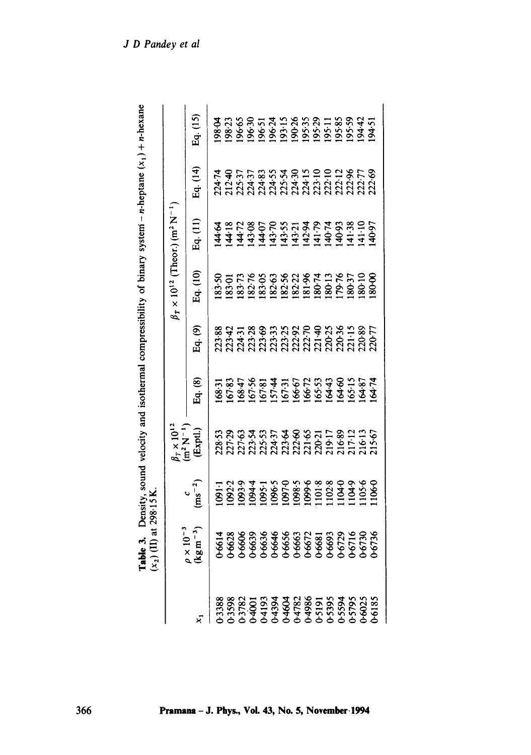**Table 3.** Density, sound velocity and isothermal compressibility of binary system – $n$-heptane $(x_1)$ + $n$-hexane $(x_2)$ (II) at 298·15 K.

| $x_1$ | $\rho \times 10^{-3}$ $(\mathrm{kg\,m^{-3}})$ | $c$ $(\mathrm{ms^{-1}})$ | $\beta_T \times 10^{12}$ $(\mathrm{m^2\,N^{-1}})$ (Exptl.) | $\beta_T \times 10^{12}$ (Theor.) $(\mathrm{m^2\,N^{-1}})$ | | | | | |
|---|---|---|---|---|---|---|---|---|---|
| | | | | Eq. (8) | Eq. (9) | Eq. (10) | Eq. (11) | Eq. (14) | Eq. (15) |
| 0·3388 | 0·6614 | 1091·1 | 228·53 | 168·31 | 223·88 | 183·50 | 144·64 | 224·74 | 198·04 |
| 0·3598 | 0·6628 | 1092·2 | 227·29 | 167·83 | 223·42 | 183·01 | 144·18 | 212·40 | 198·23 |
| 0·3782 | 0·6606 | 1093·9 | 227·63 | 168·47 | 224·31 | 183·73 | 144·72 | 225·37 | 196·65 |
| 0·4001 | 0·6639 | 1094·4 | 223·54 | 167·56 | 223·28 | 182·76 | 143·08 | 224·37 | 196·30 |
| 0·4193 | 0·6636 | 1095·1 | 225·53 | 167·81 | 223·69 | 183·05 | 144·07 | 224·83 | 196·51 |
| 0·4394 | 0·6646 | 1096·5 | 224·37 | 157·44 | 223·33 | 182·63 | 143·70 | 224·55 | 196·24 |
| 0·4604 | 0·6656 | 1097·0 | 223·64 | 167·31 | 223·25 | 182·56 | 143·55 | 225·54 | 193·15 |
| 0·4782 | 0·6663 | 1098·5 | 222·60 | 166·67 | 222·92 | 182·22 | 143·21 | 224·30 | 190·26 |
| 0·4986 | 0·6672 | 1099·6 | 221·65 | 166·72 | 222·70 | 181·96 | 142·94 | 224·15 | 195·35 |
| 0·5191 | 0·6681 | 1101·8 | 220·21 | 165·53 | 221·40 | 180·74 | 141·79 | 223·10 | 195·29 |
| 0·5395 | 0·6693 | 1102·8 | 219·17 | 164·43 | 220·25 | 180·13 | 140·74 | 222·10 | 195·11 |
| 0·5594 | 0·6729 | 1104·0 | 216·89 | 164·60 | 220·36 | 179·76 | 140·93 | 222·12 | 195·85 |
| 0·5795 | 0·6716 | 1104·9 | 217·12 | 165·15 | 221·15 | 180·37 | 141·38 | 222·96 | 195·59 |
| 0·6025 | 0·6730 | 1105·6 | 216·13 | 164·87 | 220·89 | 180·10 | 141·10 | 222·77 | 194·42 |
| 0·6185 | 0·6736 | 1106·0 | 215·67 | 164·74 | 220·77 | 180·00 | 140·97 | 222·69 | 194·51 |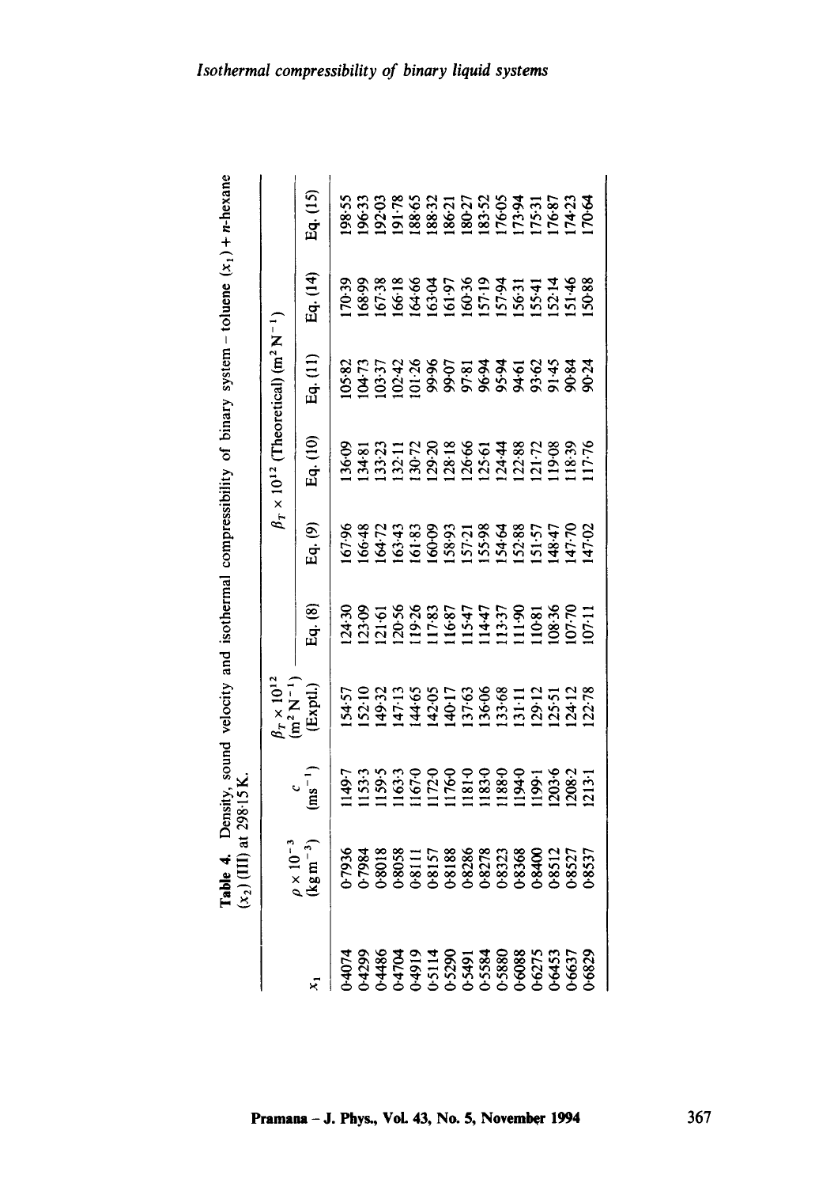**Table 4.** Density, sound velocity and isothermal compressibility of binary system – toluene $(x_1)$ + $n$-hexane $(x_2)$ (III) at 298·15 K.

| $x_1$ | $\rho \times 10^{-3}$ $(\mathrm{kg\,m^{-3}})$ | $c$ $(\mathrm{ms^{-1}})$ | $\beta_T \times 10^{12}$ $(\mathrm{m^2\,N^{-1}})$ (Exptl.) | $\beta_T \times 10^{12}$ (Theoretical) $(\mathrm{m^2\,N^{-1}})$ Eq. (8) | Eq. (9) | Eq. (10) | Eq. (11) | Eq. (14) | Eq. (15) |
|---|---|---|---|---|---|---|---|---|---|
| 0·4074 | 0·7936 | 1149·7 | 154·57 | 124·30 | 167·96 | 136·09 | 105·82 | 170·39 | 198·55 |
| 0·4299 | 0·7984 | 1153·3 | 152·10 | 123·09 | 166·48 | 134·81 | 104·73 | 168·99 | 196·33 |
| 0·4486 | 0·8018 | 1159·5 | 149·32 | 121·61 | 164·72 | 133·23 | 103·37 | 167·38 | 192·03 |
| 0·4704 | 0·8058 | 1163·3 | 147·13 | 120·56 | 163·43 | 132·11 | 102·42 | 166·18 | 191·78 |
| 0·4919 | 0·8111 | 1167·0 | 144·65 | 119·26 | 161·83 | 130·72 | 101·26 | 164·66 | 188·65 |
| 0·5114 | 0·8157 | 1172·0 | 142·05 | 117·83 | 160·09 | 129·20 | 99·96 | 163·04 | 188·32 |
| 0·5290 | 0·8188 | 1176·0 | 140·17 | 116·87 | 158·93 | 128·18 | 99·07 | 161·97 | 186·21 |
| 0·5491 | 0·8286 | 1181·0 | 137·63 | 115·47 | 157·21 | 126·66 | 97·81 | 160·36 | 180·27 |
| 0·5584 | 0·8278 | 1183·0 | 136·06 | 114·47 | 155·98 | 125·61 | 96·94 | 157·19 | 183·52 |
| 0·5880 | 0·8323 | 1188·0 | 133·68 | 113·37 | 154·64 | 124·44 | 95·94 | 157·94 | 176·05 |
| 0·6088 | 0·8368 | 1194·0 | 131·11 | 111·90 | 152·88 | 122·88 | 94·61 | 156·31 | 173·94 |
| 0·6275 | 0·8400 | 1199·1 | 129·12 | 110·81 | 151·57 | 121·72 | 93·62 | 155·41 | 175·31 |
| 0·6453 | 0·8512 | 1203·6 | 125·51 | 108·36 | 148·47 | 119·08 | 91·45 | 152·14 | 176·87 |
| 0·6637 | 0·8527 | 1208·2 | 124·12 | 107·70 | 147·70 | 118·39 | 90·84 | 151·46 | 174·23 |
| 0·6829 | 0·8537 | 1213·1 | 122·78 | 107·11 | 147·02 | 117·76 | 90·24 | 150·88 | 170·64 |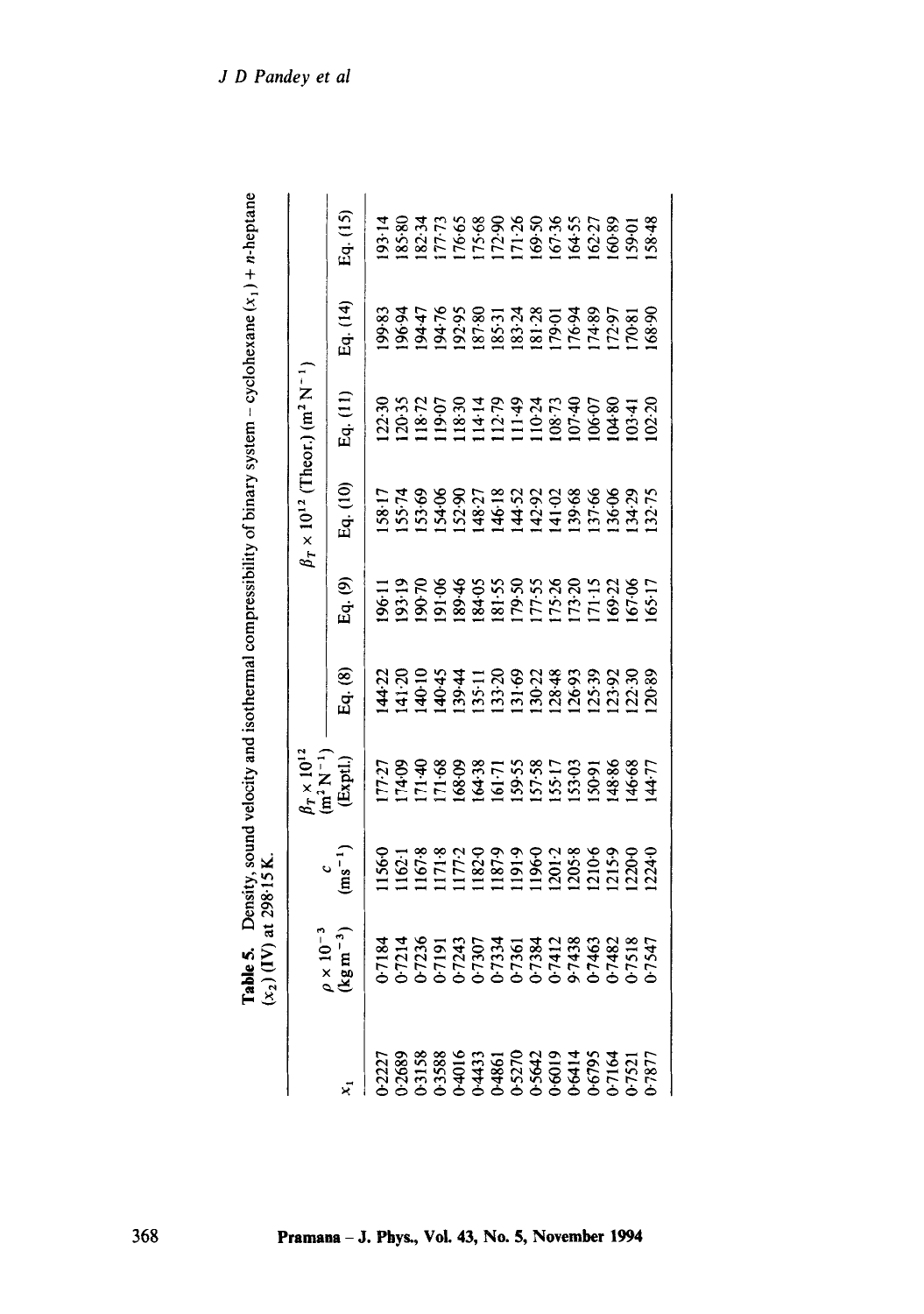**Table 5.** Density, sound velocity and isothermal compressibility of binary system – cyclohexane ($x_1$) + $n$-heptane ($x_2$) (IV) at 298·15 K.

| $x_1$ | $\rho \times 10^{-3}$ ($\mathrm{kg\,m^{-3}}$) | $c$ ($\mathrm{ms^{-1}}$) | $\beta_T \times 10^{12}$ ($\mathrm{m^2\,N^{-1}}$) (Exptl.) | $\beta_T \times 10^{12}$ (Theor.) ($\mathrm{m^2\,N^{-1}}$) Eq. (8) | Eq. (9) | Eq. (10) | Eq. (11) | Eq. (14) | Eq. (15) |
|---|---|---|---|---|---|---|---|---|---|
| 0·2227 | 0·7184 | 1156·0 | 177·27 | 144·22 | 196·11 | 158·17 | 122·30 | 199·83 | 193·14 |
| 0·2689 | 0·7214 | 1162·1 | 174·09 | 141·20 | 193·19 | 155·74 | 120·35 | 196·94 | 185·80 |
| 0·3158 | 0·7236 | 1167·8 | 171·40 | 140·10 | 190·70 | 153·69 | 118·72 | 194·47 | 182·34 |
| 0·3588 | 0·7191 | 1171·8 | 171·68 | 140·45 | 191·06 | 154·06 | 119·07 | 194·76 | 177·73 |
| 0·4016 | 0·7243 | 1177·2 | 168·09 | 139·44 | 189·46 | 152·90 | 118·30 | 192·95 | 176·65 |
| 0·4433 | 0·7307 | 1182·0 | 164·38 | 135·11 | 184·05 | 148·27 | 114·14 | 187·80 | 175·68 |
| 0·4861 | 0·7334 | 1187·9 | 161·71 | 133·20 | 181·55 | 146·18 | 112·79 | 185·31 | 172·90 |
| 0·5270 | 0·7361 | 1191·9 | 159·55 | 131·69 | 179·50 | 144·52 | 111·49 | 183·24 | 171·26 |
| 0·5642 | 0·7384 | 1196·0 | 157·58 | 130·22 | 177·55 | 142·92 | 110·24 | 181·28 | 169·50 |
| 0·6019 | 0·7412 | 1201·2 | 155·17 | 128·48 | 175·26 | 141·02 | 108·73 | 179·01 | 167·36 |
| 0·6414 | 9·7438 | 1205·8 | 153·03 | 126·93 | 173·20 | 139·68 | 107·40 | 176·94 | 164·55 |
| 0·6795 | 0·7463 | 1210·6 | 150·91 | 125·39 | 171·15 | 137·66 | 106·07 | 174·89 | 162·27 |
| 0·7164 | 0·7482 | 1215·9 | 148·86 | 123·92 | 169·22 | 136·06 | 104·80 | 172·97 | 160·89 |
| 0·7521 | 0·7518 | 1220·0 | 146·68 | 122·30 | 167·06 | 134·29 | 103·41 | 170·81 | 159·01 |
| 0·7877 | 0·7547 | 1224·0 | 144·77 | 120·89 | 165·17 | 132·75 | 102·20 | 168·90 | 158·48 |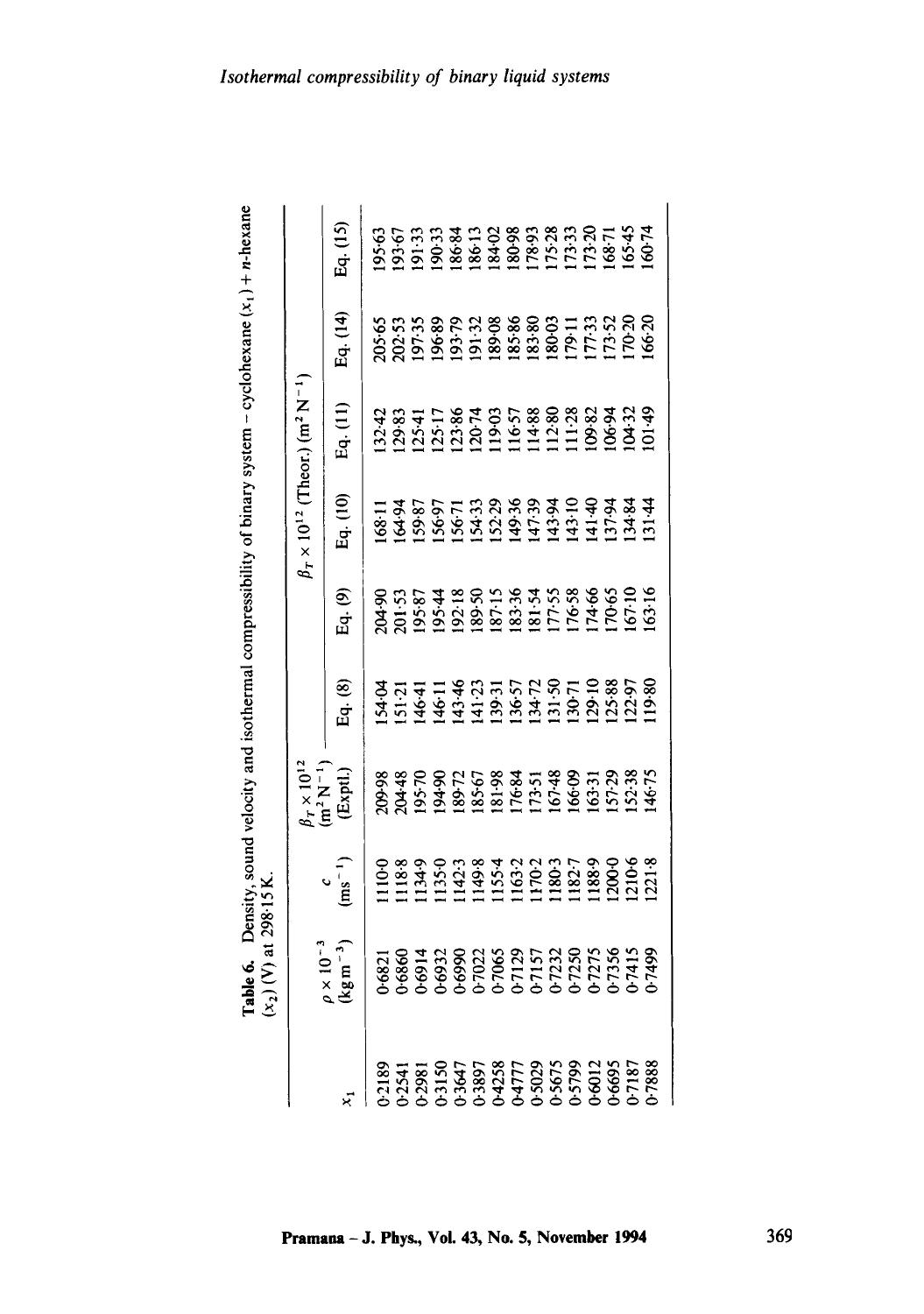**Table 6.** Density, sound velocity and isothermal compressibility of binary system – cyclohexane ($x_1$) + *n*-hexane ($x_2$) (V) at 298·15 K.

| $x_1$ | $\rho \times 10^{-3}$ ($kg\,m^{-3}$) | $c$ ($ms^{-1}$) | $\beta_T \times 10^{12}$ ($m^2 N^{-1}$) (Exptl.) | $\beta_T \times 10^{12}$ (Theor.) ($m^2 N^{-1}$) Eq. (8) | Eq. (9) | Eq. (10) | Eq. (11) | Eq. (14) | Eq. (15) |
|---|---|---|---|---|---|---|---|---|---|
| 0·2189 | 0·6821 | 1110·0 | 209·98 | 154·04 | 204·90 | 168·11 | 132·42 | 205·65 | 195·63 |
| 0·2541 | 0·6860 | 1118·8 | 204·48 | 151·21 | 201·53 | 164·94 | 129·83 | 202·53 | 193·67 |
| 0·2981 | 0·6914 | 1134·9 | 195·70 | 146·41 | 195·87 | 159·87 | 125·41 | 197·35 | 191·33 |
| 0·3150 | 0·6932 | 1135·0 | 194·90 | 146·11 | 195·44 | 156·97 | 125·17 | 196·89 | 190·33 |
| 0·3647 | 0·6990 | 1142·3 | 189·72 | 143·46 | 192·18 | 156·71 | 123·86 | 193·79 | 186·84 |
| 0·3897 | 0·7022 | 1149·8 | 185·67 | 141·23 | 189·50 | 154·33 | 120·74 | 191·32 | 186·13 |
| 0·4258 | 0·7065 | 1155·4 | 181·98 | 139·31 | 187·15 | 152·29 | 119·03 | 189·08 | 184·02 |
| 0·4777 | 0·7129 | 1163·2 | 176·84 | 136·57 | 183·36 | 149·36 | 116·57 | 185·86 | 180·98 |
| 0·5029 | 0·7157 | 1170·2 | 173·51 | 134·72 | 181·54 | 147·39 | 114·88 | 183·80 | 178·93 |
| 0·5675 | 0·7232 | 1180·3 | 167·48 | 131·50 | 177·55 | 143·94 | 112·80 | 180·03 | 175·28 |
| 0·5799 | 0·7250 | 1182·7 | 166·09 | 130·71 | 176·58 | 143·10 | 111·28 | 179·11 | 173·33 |
| 0·6012 | 0·7275 | 1188·9 | 163·31 | 129·10 | 174·66 | 141·40 | 109·82 | 177·33 | 173·20 |
| 0·6695 | 0·7356 | 1200·0 | 157·29 | 125·88 | 170·65 | 137·94 | 106·94 | 173·52 | 168·71 |
| 0·7187 | 0·7415 | 1210·6 | 152·38 | 122·97 | 167·10 | 134·84 | 104·32 | 170·20 | 165·45 |
| 0·7888 | 0·7499 | 1221·8 | 146·75 | 119·80 | 163·16 | 131·44 | 101·49 | 166·20 | 160·74 |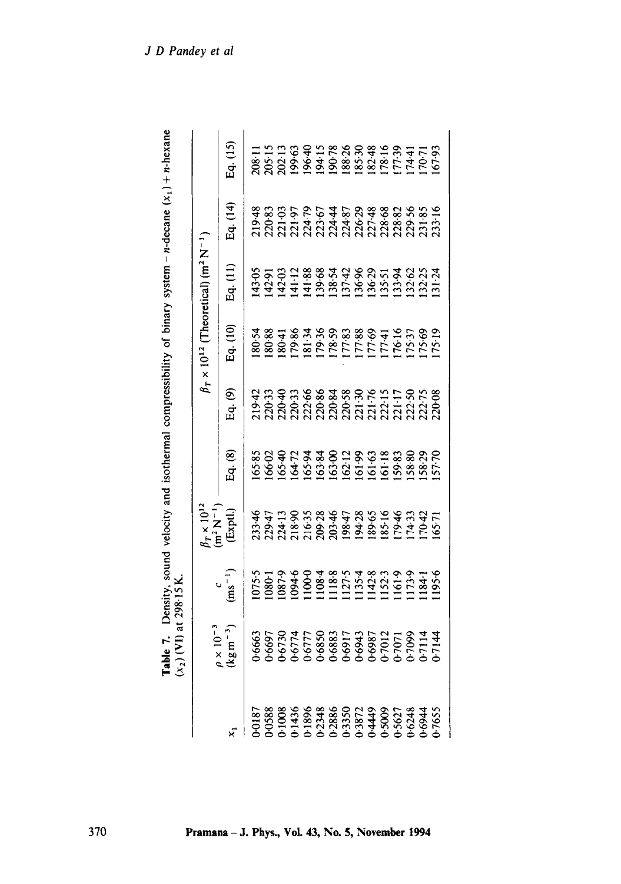**Table 7.** Density, sound velocity and isothermal compressibility of binary system – *n*-decane $(x_1)$ + *n*-hexane $(x_2)$ (VI) at 298·15 K.

| $x_1$ | $\rho \times 10^{-3}$ (kg m$^{-3}$) | $c$ (ms$^{-1}$) | $\beta_T \times 10^{12}$ (m$^2$ N$^{-1}$) (Exptl.) | $\beta_T \times 10^{12}$ (Theoretical) (m$^2$ N$^{-1}$) | | | | | |
|---|---|---|---|---|---|---|---|---|---|
| | | | | Eq. (8) | Eq. (9) | Eq. (10) | Eq. (11) | Eq. (14) | Eq. (15) |
| 0·0187 | 0·6663 | 1075·5 | 233·46 | 165·85 | 219·42 | 180·54 | 143·05 | 219·48 | 208·11 |
| 0·0588 | 0·6697 | 1080·1 | 229·47 | 166·02 | 220·33 | 180·88 | 142·91 | 220·83 | 205·15 |
| 0·1008 | 0·6730 | 1087·9 | 224·13 | 165·40 | 220·40 | 180·41 | 142·03 | 221·03 | 202·13 |
| 0·1436 | 0·6774 | 1094·6 | 218·90 | 164·72 | 220·33 | 179·86 | 141·12 | 221·97 | 199·63 |
| 0·1896 | 0·6777 | 1100·0 | 216·35 | 165·94 | 222·66 | 181·34 | 141·88 | 224·79 | 196·40 |
| 0·2348 | 0·6850 | 1108·4 | 209·28 | 163·84 | 220·86 | 179·36 | 139·68 | 223·67 | 194·15 |
| 0·2886 | 0·6883 | 1118·8 | 203·46 | 163·00 | 220·84 | 178·59 | 138·54 | 224·44 | 190·78 |
| 0·3350 | 0·6917 | 1127·5 | 198·47 | 162·12 | 220·58 | 177·83 | 137·42 | 224·87 | 188·26 |
| 0·3872 | 0·6943 | 1135·4 | 194·28 | 161·99 | 221·30 | 177·88 | 136·96 | 226·29 | 185·30 |
| 0·4449 | 0·6987 | 1142·8 | 189·65 | 161·63 | 221·76 | 177·69 | 136·29 | 227·48 | 182·48 |
| 0·5009 | 0·7012 | 1152·3 | 185·16 | 161·18 | 222·15 | 177·41 | 135·51 | 228·68 | 178·16 |
| 0·5627 | 0·7071 | 1161·9 | 179·46 | 159·83 | 221·17 | 176·16 | 133·94 | 228·82 | 177·39 |
| 0·6248 | 0·7099 | 1173·9 | 174·33 | 158·80 | 222·50 | 175·37 | 132·62 | 229·56 | 174·41 |
| 0·6944 | 0·7114 | 1184·1 | 170·42 | 158·29 | 222·75 | 175·69 | 132·25 | 231·85 | 170·71 |
| 0·7655 | 0·7144 | 1195·6 | 165·71 | 157·70 | 220·08 | 175·19 | 131·24 | 233·16 | 167·93 |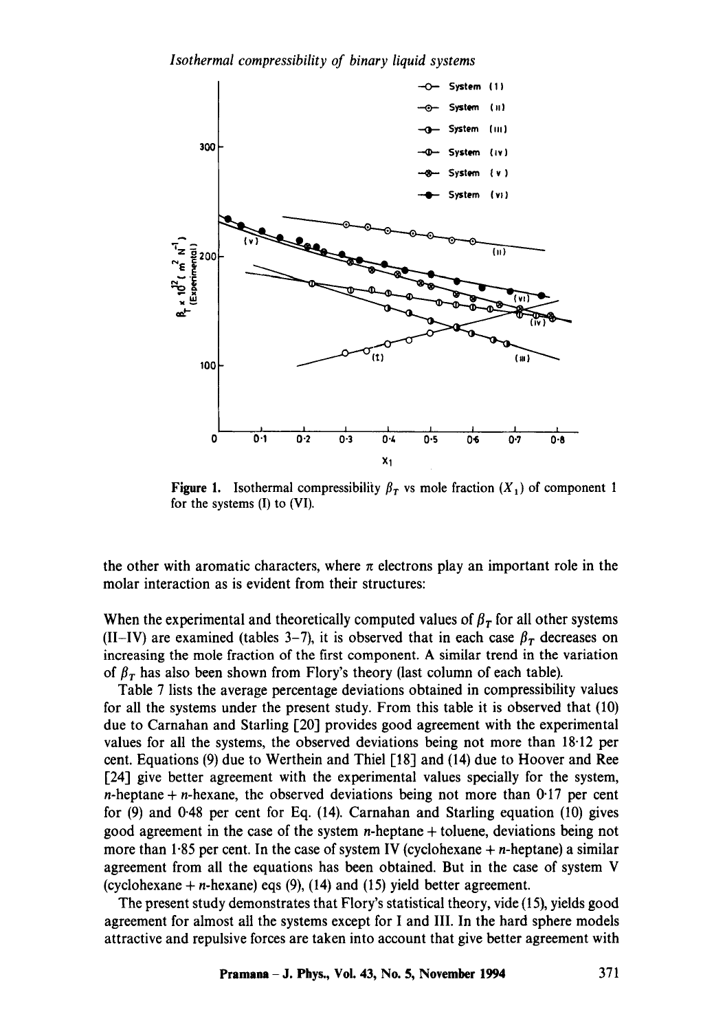**Figure 1.** Isothermal compressibility $\beta_T$ vs mole fraction ($X_1$) of component 1 for the systems (I) to (VI).

the other with aromatic characters, where $\pi$ electrons play an important role in the molar interaction as is evident from their structures:

When the experimental and theoretically computed values of $\beta_T$ for all other systems (II–IV) are examined (tables 3–7), it is observed that in each case $\beta_T$ decreases on increasing the mole fraction of the first component. A similar trend in the variation of $\beta_T$ has also been shown from Flory's theory (last column of each table).

Table 7 lists the average percentage deviations obtained in compressibility values for all the systems under the present study. From this table it is observed that (10) due to Carnahan and Starling [20] provides good agreement with the experimental values for all the systems, the observed deviations being not more than 18·12 per cent. Equations (9) due to Werthein and Thiel [18] and (14) due to Hoover and Ree [24] give better agreement with the experimental values specially for the system, $n$-heptane + $n$-hexane, the observed deviations being not more than 0·17 per cent for (9) and 0·48 per cent for Eq. (14). Carnahan and Starling equation (10) gives good agreement in the case of the system $n$-heptane + toluene, deviations being not more than 1·85 per cent. In the case of system IV (cyclohexane + $n$-heptane) a similar agreement from all the equations has been obtained. But in the case of system V (cyclohexane + $n$-hexane) eqs (9), (14) and (15) yield better agreement.

The present study demonstrates that Flory's statistical theory, vide (15), yields good agreement for almost all the systems except for I and III. In the hard sphere models attractive and repulsive forces are taken into account that give better agreement with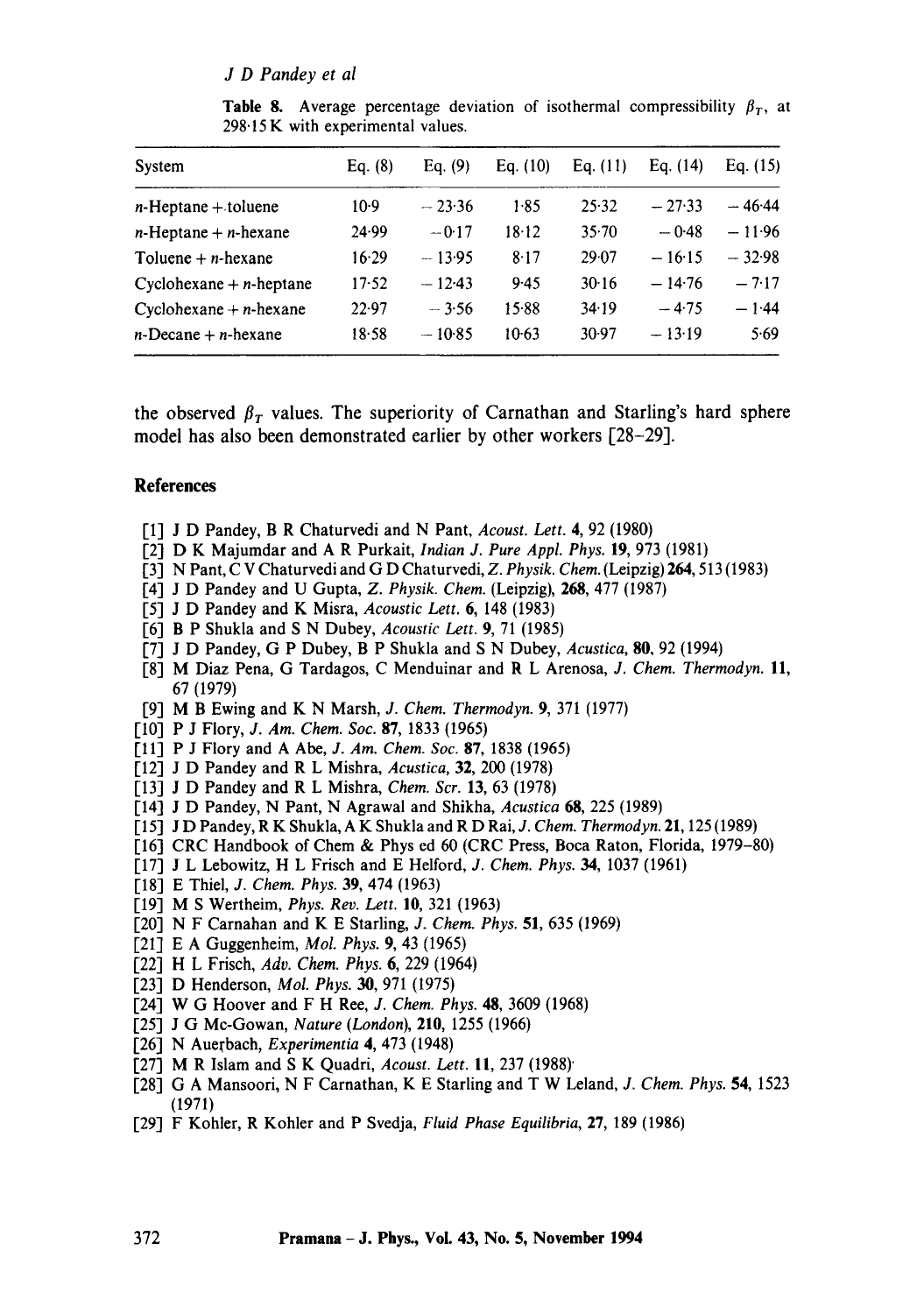**Table 8.** Average percentage deviation of isothermal compressibility $\beta_T$, at 298·15 K with experimental values.

| System | Eq. (8) | Eq. (9) | Eq. (10) | Eq. (11) | Eq. (14) | Eq. (15) |
|---|---|---|---|---|---|---|
| *n*-Heptane + toluene | 10·9 | −23·36 | 1·85 | 25·32 | −27·33 | −46·44 |
| *n*-Heptane + *n*-hexane | 24·99 | −0·17 | 18·12 | 35·70 | −0·48 | −11·96 |
| Toluene + *n*-hexane | 16·29 | −13·95 | 8·17 | 29·07 | −16·15 | −32·98 |
| Cyclohexane + *n*-heptane | 17·52 | −12·43 | 9·45 | 30·16 | −14·76 | −7·17 |
| Cyclohexane + *n*-hexane | 22·97 | −3·56 | 15·88 | 34·19 | −4·75 | −1·44 |
| *n*-Decane + *n*-hexane | 18·58 | −10·85 | 10·63 | 30·97 | −13·19 | 5·69 |

the observed $\beta_T$ values. The superiority of Carnathan and Starling's hard sphere model has also been demonstrated earlier by other workers [28–29].

## References

[1] J D Pandey, B R Chaturvedi and N Pant, *Acoust. Lett.* **4**, 92 (1980)

[2] D K Majumdar and A R Purkait, *Indian J. Pure Appl. Phys.* **19**, 973 (1981)

[3] N Pant, C V Chaturvedi and G D Chaturvedi, *Z. Physik. Chem.* (Leipzig) **264**, 513 (1983)

[4] J D Pandey and U Gupta, *Z. Physik. Chem.* (Leipzig), **268**, 477 (1987)

[5] J D Pandey and K Misra, *Acoustic Lett.* **6**, 148 (1983)

[6] B P Shukla and S N Dubey, *Acoustic Lett.* **9**, 71 (1985)

[7] J D Pandey, G P Dubey, B P Shukla and S N Dubey, *Acustica*, **80**, 92 (1994)

[8] M Diaz Pena, G Tardagos, C Menduinar and R L Arenosa, *J. Chem. Thermodyn.* **11**, 67 (1979)

[9] M B Ewing and K N Marsh, *J. Chem. Thermodyn.* **9**, 371 (1977)

[10] P J Flory, *J. Am. Chem. Soc.* **87**, 1833 (1965)

[11] P J Flory and A Abe, *J. Am. Chem. Soc.* **87**, 1838 (1965)

[12] J D Pandey and R L Mishra, *Acustica*, **32**, 200 (1978)

[13] J D Pandey and R L Mishra, *Chem. Scr.* **13**, 63 (1978)

[14] J D Pandey, N Pant, N Agrawal and Shikha, *Acustica* **68**, 225 (1989)

[15] J D Pandey, R K Shukla, A K Shukla and R D Rai, *J. Chem. Thermodyn.* **21**, 125 (1989)

[16] CRC Handbook of Chem & Phys ed 60 (CRC Press, Boca Raton, Florida, 1979–80)

[17] J L Lebowitz, H L Frisch and E Helford, *J. Chem. Phys.* **34**, 1037 (1961)

[18] E Thiel, *J. Chem. Phys.* **39**, 474 (1963)

[19] M S Wertheim, *Phys. Rev. Lett.* **10**, 321 (1963)

[20] N F Carnahan and K E Starling, *J. Chem. Phys.* **51**, 635 (1969)

[21] E A Guggenheim, *Mol. Phys.* **9**, 43 (1965)

[22] H L Frisch, *Adv. Chem. Phys.* **6**, 229 (1964)

[23] D Henderson, *Mol. Phys.* **30**, 971 (1975)

[24] W G Hoover and F H Ree, *J. Chem. Phys.* **48**, 3609 (1968)

[25] J G Mc-Gowan, *Nature* (*London*), **210**, 1255 (1966)

[26] N Auerbach, *Experimentia* **4**, 473 (1948)

[27] M R Islam and S K Quadri, *Acoust. Lett.* **11**, 237 (1988)

[28] G A Mansoori, N F Carnathan, K E Starling and T W Leland, *J. Chem. Phys.* **54**, 1523 (1971)

[29] F Kohler, R Kohler and P Svedja, *Fluid Phase Equilibria*, **27**, 189 (1986)